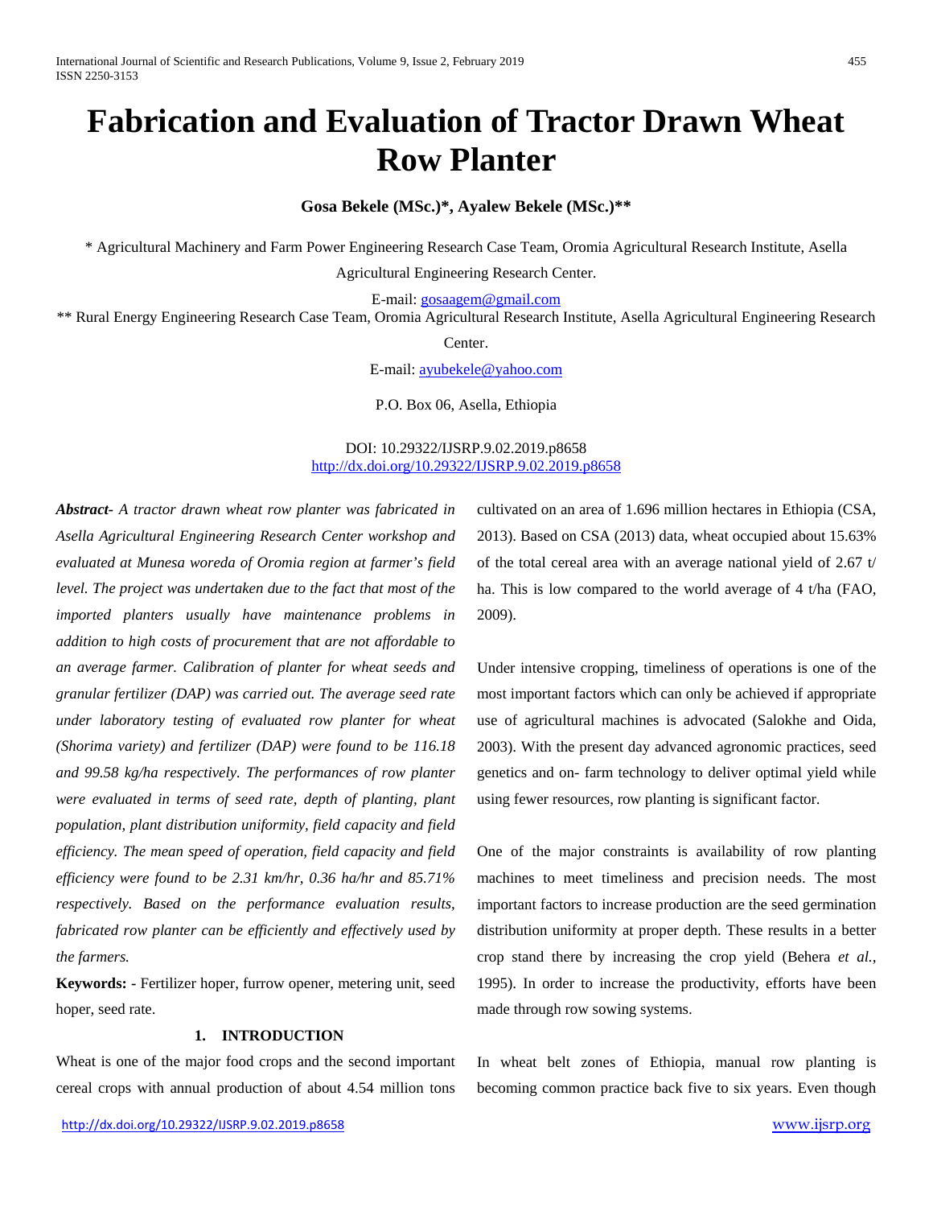# Fabrication and Evaluation of Tractor Drawn Wheat Row Planter

**Gosa Bekele (MSc.)\*, Ayalew Bekele (MSc.)\*\***

\* Agricultural Machinery and Farm Power Engineering Research Case Team, Oromia Agricultural Research Institute, Asella Agricultural Engineering Research Center.

E-mail: gosaagem@gmail.com

\*\* Rural Energy Engineering Research Case Team, Oromia Agricultural Research Institute, Asella Agricultural Engineering Research Center.

E-mail: ayubekele@yahoo.com

P.O. Box 06, Asella, Ethiopia

DOI: 10.29322/IJSRP.9.02.2019.p8658
http://dx.doi.org/10.29322/IJSRP.9.02.2019.p8658

***Abstract-*** *A tractor drawn wheat row planter was fabricated in Asella Agricultural Engineering Research Center workshop and evaluated at Munesa woreda of Oromia region at farmer's field level. The project was undertaken due to the fact that most of the imported planters usually have maintenance problems in addition to high costs of procurement that are not affordable to an average farmer. Calibration of planter for wheat seeds and granular fertilizer (DAP) was carried out. The average seed rate under laboratory testing of evaluated row planter for wheat (Shorima variety) and fertilizer (DAP) were found to be 116.18 and 99.58 kg/ha respectively. The performances of row planter were evaluated in terms of seed rate, depth of planting, plant population, plant distribution uniformity, field capacity and field efficiency. The mean speed of operation, field capacity and field efficiency were found to be 2.31 km/hr, 0.36 ha/hr and 85.71% respectively. Based on the performance evaluation results, fabricated row planter can be efficiently and effectively used by the farmers.*

**Keywords: -** Fertilizer hoper, furrow opener, metering unit, seed hoper, seed rate.

## 1. INTRODUCTION

Wheat is one of the major food crops and the second important cereal crops with annual production of about 4.54 million tons cultivated on an area of 1.696 million hectares in Ethiopia (CSA, 2013). Based on CSA (2013) data, wheat occupied about 15.63% of the total cereal area with an average national yield of 2.67 t/ ha. This is low compared to the world average of 4 t/ha (FAO, 2009).

Under intensive cropping, timeliness of operations is one of the most important factors which can only be achieved if appropriate use of agricultural machines is advocated (Salokhe and Oida, 2003). With the present day advanced agronomic practices, seed genetics and on- farm technology to deliver optimal yield while using fewer resources, row planting is significant factor.

One of the major constraints is availability of row planting machines to meet timeliness and precision needs. The most important factors to increase production are the seed germination distribution uniformity at proper depth. These results in a better crop stand there by increasing the crop yield (Behera *et al.*, 1995). In order to increase the productivity, efforts have been made through row sowing systems.

In wheat belt zones of Ethiopia, manual row planting is becoming common practice back five to six years. Even though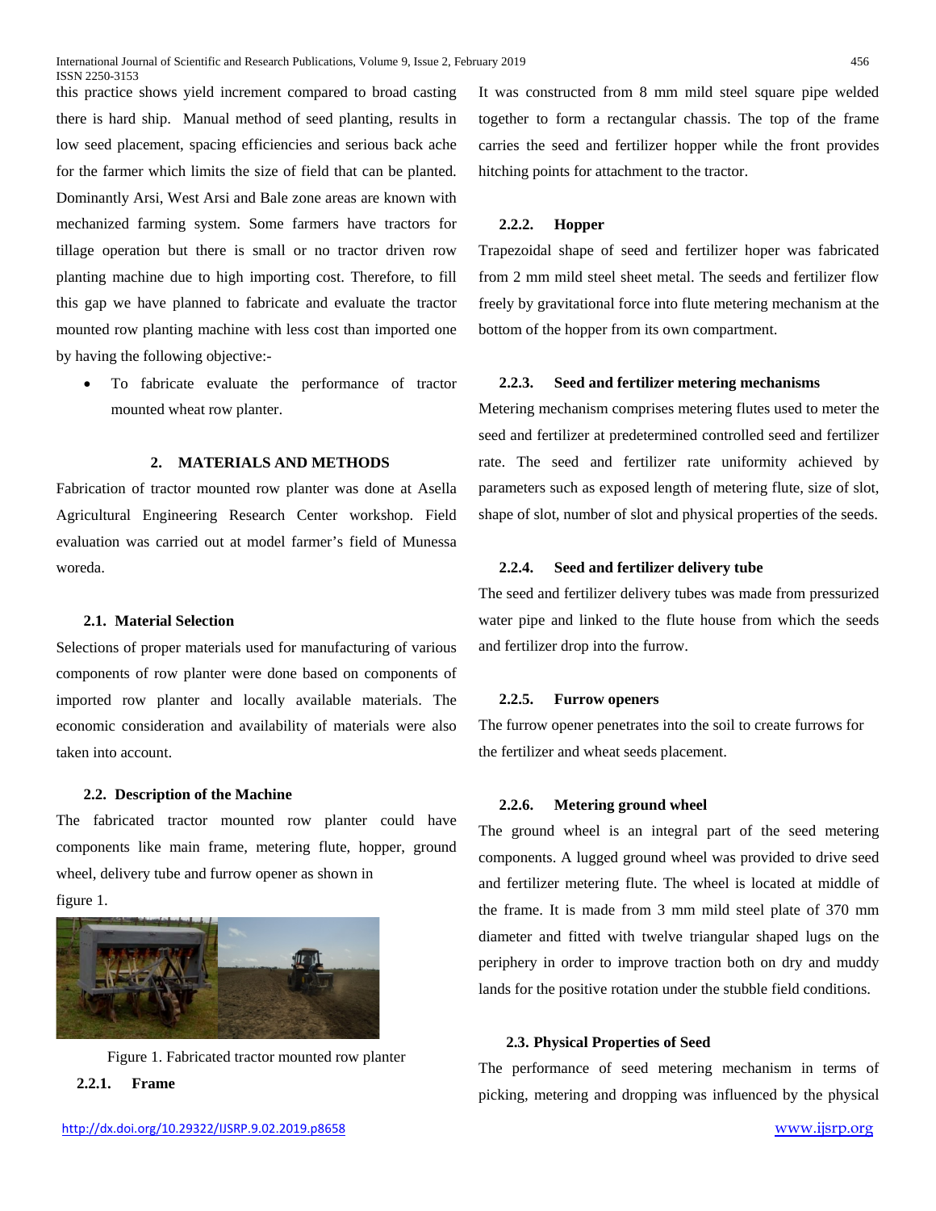this practice shows yield increment compared to broad casting there is hard ship. Manual method of seed planting, results in low seed placement, spacing efficiencies and serious back ache for the farmer which limits the size of field that can be planted. Dominantly Arsi, West Arsi and Bale zone areas are known with mechanized farming system. Some farmers have tractors for tillage operation but there is small or no tractor driven row planting machine due to high importing cost. Therefore, to fill this gap we have planned to fabricate and evaluate the tractor mounted row planting machine with less cost than imported one by having the following objective:-

- To fabricate evaluate the performance of tractor mounted wheat row planter.

## 2. MATERIALS AND METHODS

Fabrication of tractor mounted row planter was done at Asella Agricultural Engineering Research Center workshop. Field evaluation was carried out at model farmer's field of Munessa woreda.

### 2.1. Material Selection

Selections of proper materials used for manufacturing of various components of row planter were done based on components of imported row planter and locally available materials. The economic consideration and availability of materials were also taken into account.

### 2.2. Description of the Machine

The fabricated tractor mounted row planter could have components like main frame, metering flute, hopper, ground wheel, delivery tube and furrow opener as shown in figure 1.

Figure 1. Fabricated tractor mounted row planter

#### 2.2.1. Frame

It was constructed from 8 mm mild steel square pipe welded together to form a rectangular chassis. The top of the frame carries the seed and fertilizer hopper while the front provides hitching points for attachment to the tractor.

#### 2.2.2. Hopper

Trapezoidal shape of seed and fertilizer hoper was fabricated from 2 mm mild steel sheet metal. The seeds and fertilizer flow freely by gravitational force into flute metering mechanism at the bottom of the hopper from its own compartment.

#### 2.2.3. Seed and fertilizer metering mechanisms

Metering mechanism comprises metering flutes used to meter the seed and fertilizer at predetermined controlled seed and fertilizer rate. The seed and fertilizer rate uniformity achieved by parameters such as exposed length of metering flute, size of slot, shape of slot, number of slot and physical properties of the seeds.

#### 2.2.4. Seed and fertilizer delivery tube

The seed and fertilizer delivery tubes was made from pressurized water pipe and linked to the flute house from which the seeds and fertilizer drop into the furrow.

#### 2.2.5. Furrow openers

The furrow opener penetrates into the soil to create furrows for the fertilizer and wheat seeds placement.

#### 2.2.6. Metering ground wheel

The ground wheel is an integral part of the seed metering components. A lugged ground wheel was provided to drive seed and fertilizer metering flute. The wheel is located at middle of the frame. It is made from 3 mm mild steel plate of 370 mm diameter and fitted with twelve triangular shaped lugs on the periphery in order to improve traction both on dry and muddy lands for the positive rotation under the stubble field conditions.

### 2.3. Physical Properties of Seed

The performance of seed metering mechanism in terms of picking, metering and dropping was influenced by the physical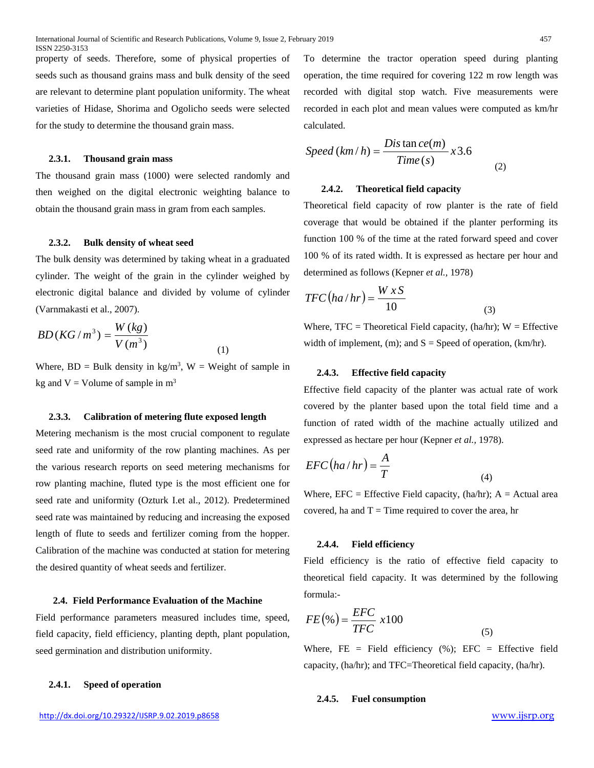property of seeds. Therefore, some of physical properties of seeds such as thousand grains mass and bulk density of the seed are relevant to determine plant population uniformity. The wheat varieties of Hidase, Shorima and Ogolicho seeds were selected for the study to determine the thousand grain mass.

#### 2.3.1. Thousand grain mass

The thousand grain mass (1000) were selected randomly and then weighed on the digital electronic weighting balance to obtain the thousand grain mass in gram from each samples.

#### 2.3.2. Bulk density of wheat seed

The bulk density was determined by taking wheat in a graduated cylinder. The weight of the grain in the cylinder weighed by electronic digital balance and divided by volume of cylinder (Varnmakasti et al., 2007).

$$BD\,(KG/m^3) = \frac{W\,(kg)}{V\,(m^3)} \tag{1}$$

Where, BD = Bulk density in kg/m$^3$, W = Weight of sample in kg and V = Volume of sample in m$^3$

#### 2.3.3. Calibration of metering flute exposed length

Metering mechanism is the most crucial component to regulate seed rate and uniformity of the row planting machines. As per the various research reports on seed metering mechanisms for row planting machine, fluted type is the most efficient one for seed rate and uniformity (Ozturk I.et al., 2012). Predetermined seed rate was maintained by reducing and increasing the exposed length of flute to seeds and fertilizer coming from the hopper. Calibration of the machine was conducted at station for metering the desired quantity of wheat seeds and fertilizer.

### 2.4. Field Performance Evaluation of the Machine

Field performance parameters measured includes time, speed, field capacity, field efficiency, planting depth, plant population, seed germination and distribution uniformity.

#### 2.4.1. Speed of operation

To determine the tractor operation speed during planting operation, the time required for covering 122 m row length was recorded with digital stop watch. Five measurements were recorded in each plot and mean values were computed as km/hr calculated.

$$Speed\,(km/h) = \frac{Distance(m)}{Time\,(s)}\,x\,3.6 \tag{2}$$

#### 2.4.2. Theoretical field capacity

Theoretical field capacity of row planter is the rate of field coverage that would be obtained if the planter performing its function 100 % of the time at the rated forward speed and cover 100 % of its rated width. It is expressed as hectare per hour and determined as follows (Kepner *et al.,* 1978)

$$TFC\,(ha/hr) = \frac{W\,x\,S}{10} \tag{3}$$

Where, TFC = Theoretical Field capacity, (ha/hr); W = Effective width of implement, (m); and S = Speed of operation, (km/hr).

#### 2.4.3. Effective field capacity

Effective field capacity of the planter was actual rate of work covered by the planter based upon the total field time and a function of rated width of the machine actually utilized and expressed as hectare per hour (Kepner *et al.,* 1978).

$$EFC\,(ha/hr) = \frac{A}{T} \tag{4}$$

Where, EFC = Effective Field capacity, (ha/hr); A = Actual area covered, ha and T = Time required to cover the area, hr

#### 2.4.4. Field efficiency

Field efficiency is the ratio of effective field capacity to theoretical field capacity. It was determined by the following formula:-

$$FE\,(\%) = \frac{EFC}{TFC}\,x100 \tag{5}$$

Where, FE = Field efficiency (%); EFC = Effective field capacity, (ha/hr); and TFC=Theoretical field capacity, (ha/hr).

#### 2.4.5. Fuel consumption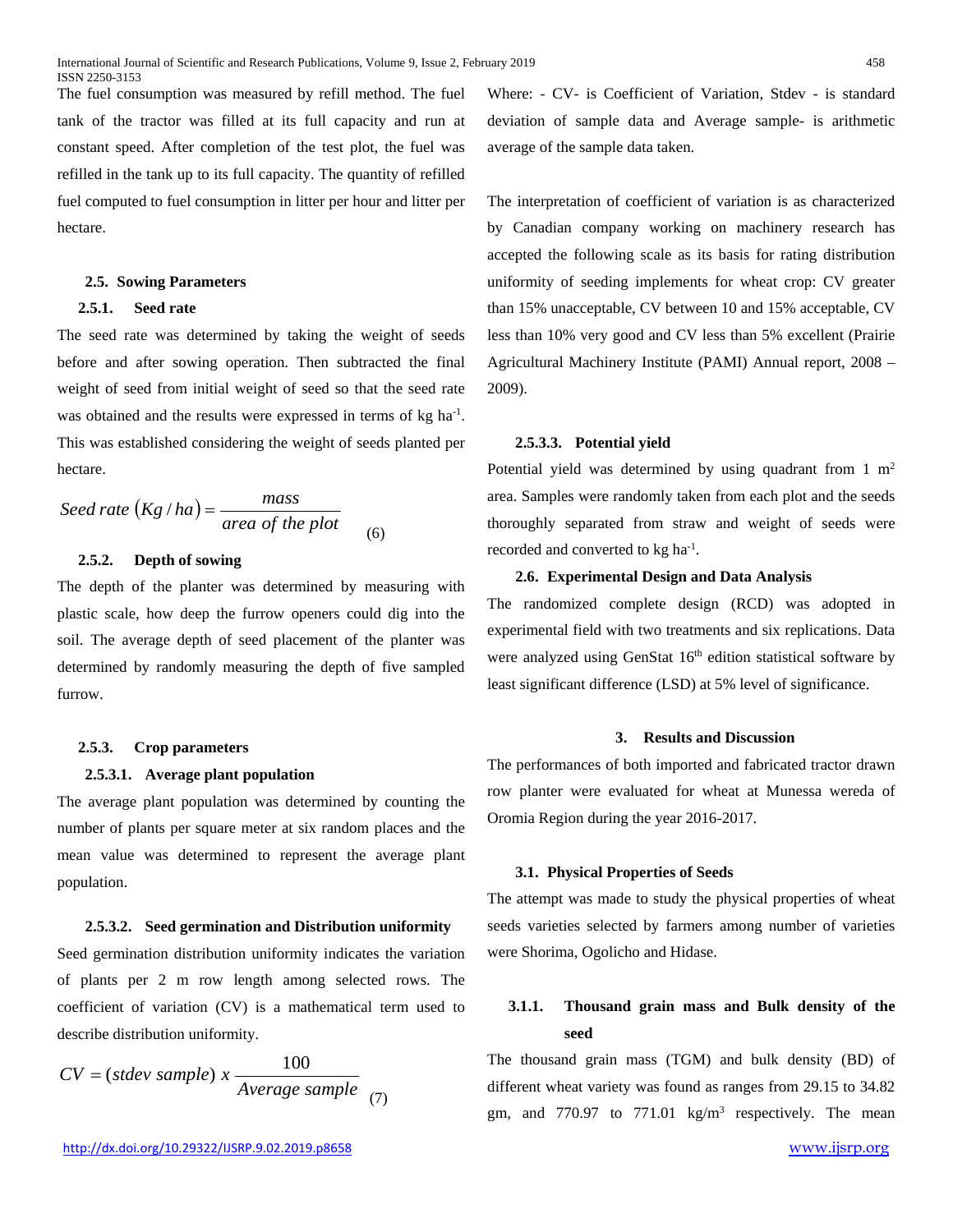The fuel consumption was measured by refill method. The fuel tank of the tractor was filled at its full capacity and run at constant speed. After completion of the test plot, the fuel was refilled in the tank up to its full capacity. The quantity of refilled fuel computed to fuel consumption in litter per hour and litter per hectare.

### 2.5. Sowing Parameters

#### 2.5.1. Seed rate

The seed rate was determined by taking the weight of seeds before and after sowing operation. Then subtracted the final weight of seed from initial weight of seed so that the seed rate was obtained and the results were expressed in terms of kg ha$^{-1}$. This was established considering the weight of seeds planted per hectare.

$$Seed\ rate\ (Kg/ha) = \frac{mass}{area\ of\ the\ plot} \quad (6)$$

#### 2.5.2. Depth of sowing

The depth of the planter was determined by measuring with plastic scale, how deep the furrow openers could dig into the soil. The average depth of seed placement of the planter was determined by randomly measuring the depth of five sampled furrow.

#### 2.5.3. Crop parameters

##### 2.5.3.1. Average plant population

The average plant population was determined by counting the number of plants per square meter at six random places and the mean value was determined to represent the average plant population.

##### 2.5.3.2. Seed germination and Distribution uniformity

Seed germination distribution uniformity indicates the variation of plants per 2 m row length among selected rows. The coefficient of variation (CV) is a mathematical term used to describe distribution uniformity.

$$CV = (stdev\ sample)\ x\ \frac{100}{Average\ sample} \quad (7)$$

Where: - CV- is Coefficient of Variation, Stdev - is standard deviation of sample data and Average sample- is arithmetic average of the sample data taken.

The interpretation of coefficient of variation is as characterized by Canadian company working on machinery research has accepted the following scale as its basis for rating distribution uniformity of seeding implements for wheat crop: CV greater than 15% unacceptable, CV between 10 and 15% acceptable, CV less than 10% very good and CV less than 5% excellent (Prairie Agricultural Machinery Institute (PAMI) Annual report, 2008 – 2009).

##### 2.5.3.3. Potential yield

Potential yield was determined by using quadrant from 1 m$^2$ area. Samples were randomly taken from each plot and the seeds thoroughly separated from straw and weight of seeds were recorded and converted to kg ha$^{-1}$.

### 2.6. Experimental Design and Data Analysis

The randomized complete design (RCD) was adopted in experimental field with two treatments and six replications. Data were analyzed using GenStat 16$^{th}$ edition statistical software by least significant difference (LSD) at 5% level of significance.

## 3. Results and Discussion

The performances of both imported and fabricated tractor drawn row planter were evaluated for wheat at Munessa wereda of Oromia Region during the year 2016-2017.

### 3.1. Physical Properties of Seeds

The attempt was made to study the physical properties of wheat seeds varieties selected by farmers among number of varieties were Shorima, Ogolicho and Hidase.

#### 3.1.1. Thousand grain mass and Bulk density of the seed

The thousand grain mass (TGM) and bulk density (BD) of different wheat variety was found as ranges from 29.15 to 34.82 gm, and 770.97 to 771.01 kg/m$^3$ respectively. The mean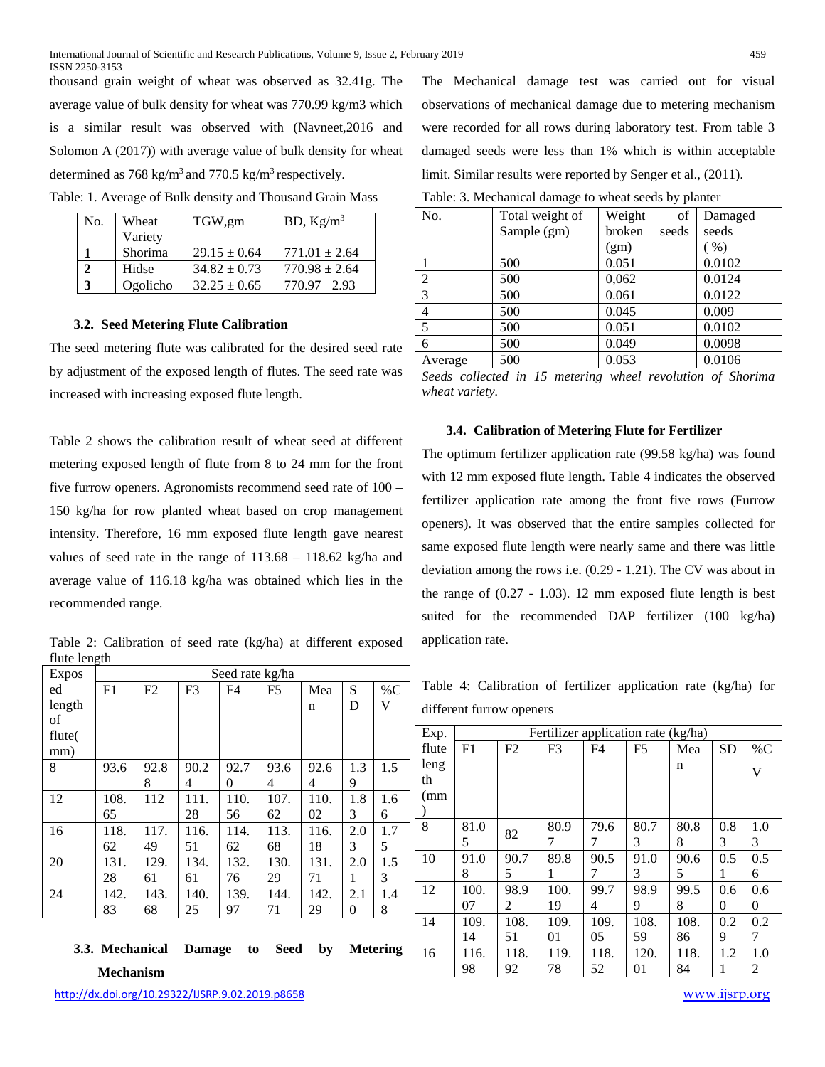thousand grain weight of wheat was observed as 32.41g. The average value of bulk density for wheat was 770.99 kg/m3 which is a similar result was observed with (Navneet,2016 and Solomon A (2017)) with average value of bulk density for wheat determined as 768 kg/m$^3$ and 770.5 kg/m$^3$ respectively.

Table: 1. Average of Bulk density and Thousand Grain Mass

| No. | Wheat Variety | TGW,gm | BD, Kg/m$^3$ |
|---|---|---|---|
| **1** | Shorima | 29.15 ± 0.64 | 771.01 ± 2.64 |
| **2** | Hidse | 34.82 ± 0.73 | 770.98 ± 2.64 |
| **3** | Ogolicho | 32.25 ± 0.65 | 770.97 2.93 |

### 3.2. Seed Metering Flute Calibration

The seed metering flute was calibrated for the desired seed rate by adjustment of the exposed length of flutes. The seed rate was increased with increasing exposed flute length.

Table 2 shows the calibration result of wheat seed at different metering exposed length of flute from 8 to 24 mm for the front five furrow openers. Agronomists recommend seed rate of 100 – 150 kg/ha for row planted wheat based on crop management intensity. Therefore, 16 mm exposed flute length gave nearest values of seed rate in the range of 113.68 – 118.62 kg/ha and average value of 116.18 kg/ha was obtained which lies in the recommended range.

Table 2: Calibration of seed rate (kg/ha) at different exposed flute length

| Exposed length of flute(mm) | Seed rate kg/ha | | | | | | | |
|---|---|---|---|---|---|---|---|---|
| | F1 | F2 | F3 | F4 | F5 | Mean | SD | %CV |
| 8 | 93.6 | 92.88 | 90.24 | 92.70 | 93.64 | 92.64 | 1.39 | 1.5 |
| 12 | 108.65 | 112 | 111.28 | 110.56 | 107.62 | 110.02 | 1.83 | 1.66 |
| 16 | 118.62 | 117.49 | 116.51 | 114.62 | 113.68 | 116.18 | 2.03 | 1.75 |
| 20 | 131.28 | 129.61 | 134.61 | 132.76 | 130.29 | 131.71 | 2.01 | 1.53 |
| 24 | 142.83 | 143.68 | 140.25 | 139.97 | 144.71 | 142.29 | 2.10 | 1.48 |

### 3.3. Mechanical Damage to Seed by Metering Mechanism

The Mechanical damage test was carried out for visual observations of mechanical damage due to metering mechanism were recorded for all rows during laboratory test. From table 3 damaged seeds were less than 1% which is within acceptable limit. Similar results were reported by Senger et al., (2011).

Table: 3. Mechanical damage to wheat seeds by planter

| No. | Total weight of Sample (gm) | Weight of broken seeds (gm) | Damaged seeds ( %) |
|---|---|---|---|
| 1 | 500 | 0.051 | 0.0102 |
| 2 | 500 | 0,062 | 0.0124 |
| 3 | 500 | 0.061 | 0.0122 |
| 4 | 500 | 0.045 | 0.009 |
| 5 | 500 | 0.051 | 0.0102 |
| 6 | 500 | 0.049 | 0.0098 |
| Average | 500 | 0.053 | 0.0106 |

*Seeds collected in 15 metering wheel revolution of Shorima wheat variety.*

### 3.4. Calibration of Metering Flute for Fertilizer

The optimum fertilizer application rate (99.58 kg/ha) was found with 12 mm exposed flute length. Table 4 indicates the observed fertilizer application rate among the front five rows (Furrow openers). It was observed that the entire samples collected for same exposed flute length were nearly same and there was little deviation among the rows i.e. (0.29 - 1.21). The CV was about in the range of (0.27 - 1.03). 12 mm exposed flute length is best suited for the recommended DAP fertilizer (100 kg/ha) application rate.

Table 4: Calibration of fertilizer application rate (kg/ha) for different furrow openers

| Exp. flute length (mm) | Fertilizer application rate (kg/ha) | | | | | | | |
|---|---|---|---|---|---|---|---|---|
| | F1 | F2 | F3 | F4 | F5 | Mean | SD | %CV |
| 8 | 81.05 | 82 | 80.97 | 79.67 | 80.73 | 80.88 | 0.83 | 1.03 |
| 10 | 91.08 | 90.75 | 89.81 | 90.57 | 91.03 | 90.65 | 0.51 | 0.56 |
| 12 | 100.07 | 98.92 | 100.19 | 99.74 | 98.99 | 99.58 | 0.60 | 0.60 |
| 14 | 109.14 | 108.51 | 109.01 | 109.05 | 108.59 | 108.86 | 0.29 | 0.27 |
| 16 | 116.98 | 118.92 | 119.78 | 118.52 | 120.01 | 118.84 | 1.21 | 1.02 |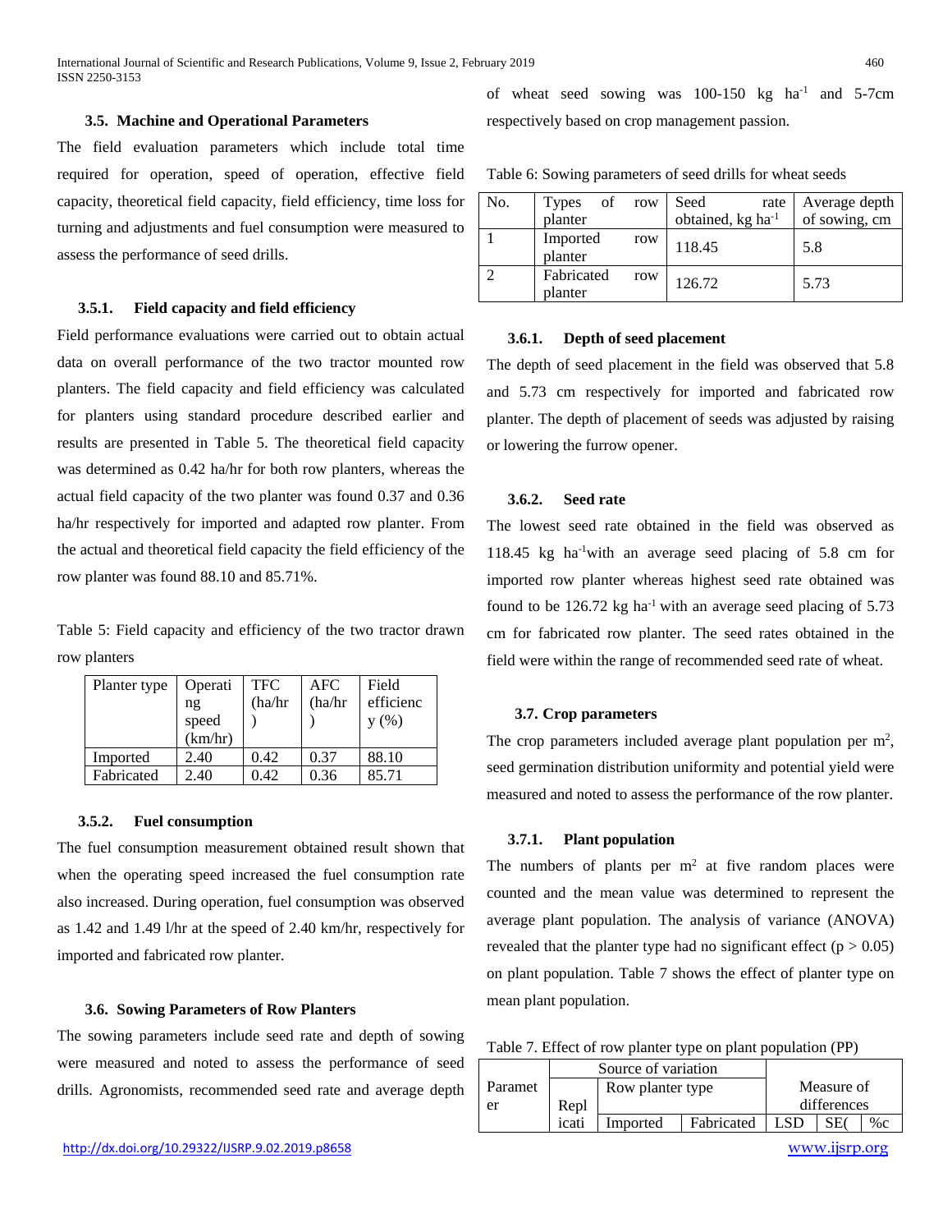### 3.5. Machine and Operational Parameters

The field evaluation parameters which include total time required for operation, speed of operation, effective field capacity, theoretical field capacity, field efficiency, time loss for turning and adjustments and fuel consumption were measured to assess the performance of seed drills.

### 3.5.1. Field capacity and field efficiency

Field performance evaluations were carried out to obtain actual data on overall performance of the two tractor mounted row planters. The field capacity and field efficiency was calculated for planters using standard procedure described earlier and results are presented in Table 5. The theoretical field capacity was determined as 0.42 ha/hr for both row planters, whereas the actual field capacity of the two planter was found 0.37 and 0.36 ha/hr respectively for imported and adapted row planter. From the actual and theoretical field capacity the field efficiency of the row planter was found 88.10 and 85.71%.

Table 5: Field capacity and efficiency of the two tractor drawn row planters

| Planter type | Operating speed (km/hr) | TFC (ha/hr) | AFC (ha/hr) | Field efficiency (%) |
|---|---|---|---|---|
| Imported | 2.40 | 0.42 | 0.37 | 88.10 |
| Fabricated | 2.40 | 0.42 | 0.36 | 85.71 |

### 3.5.2. Fuel consumption

The fuel consumption measurement obtained result shown that when the operating speed increased the fuel consumption rate also increased. During operation, fuel consumption was observed as 1.42 and 1.49 l/hr at the speed of 2.40 km/hr, respectively for imported and fabricated row planter.

### 3.6. Sowing Parameters of Row Planters

The sowing parameters include seed rate and depth of sowing were measured and noted to assess the performance of seed drills. Agronomists, recommended seed rate and average depth of wheat seed sowing was 100-150 kg $ha^{-1}$ and 5-7cm respectively based on crop management passion.

Table 6: Sowing parameters of seed drills for wheat seeds

| No. | Types of row planter | Seed rate obtained, kg $ha^{-1}$ | Average depth of sowing, cm |
|---|---|---|---|
| 1 | Imported row planter | 118.45 | 5.8 |
| 2 | Fabricated row planter | 126.72 | 5.73 |

### 3.6.1. Depth of seed placement

The depth of seed placement in the field was observed that 5.8 and 5.73 cm respectively for imported and fabricated row planter. The depth of placement of seeds was adjusted by raising or lowering the furrow opener.

### 3.6.2. Seed rate

The lowest seed rate obtained in the field was observed as 118.45 kg $ha^{-1}$with an average seed placing of 5.8 cm for imported row planter whereas highest seed rate obtained was found to be 126.72 kg $ha^{-1}$ with an average seed placing of 5.73 cm for fabricated row planter. The seed rates obtained in the field were within the range of recommended seed rate of wheat.

### 3.7. Crop parameters

The crop parameters included average plant population per $m^2$, seed germination distribution uniformity and potential yield were measured and noted to assess the performance of the row planter.

### 3.7.1. Plant population

The numbers of plants per $m^2$ at five random places were counted and the mean value was determined to represent the average plant population. The analysis of variance (ANOVA) revealed that the planter type had no significant effect ($p > 0.05$) on plant population. Table 7 shows the effect of planter type on mean plant population.

Table 7. Effect of row planter type on plant population (PP)

| Parameter | Source of variation | | | Measure of differences | | |
|---|---|---|---|---|---|---|
| | Replicati | Row planter type | | | | |
| | | Imported | Fabricated | LSD | SE( | %c |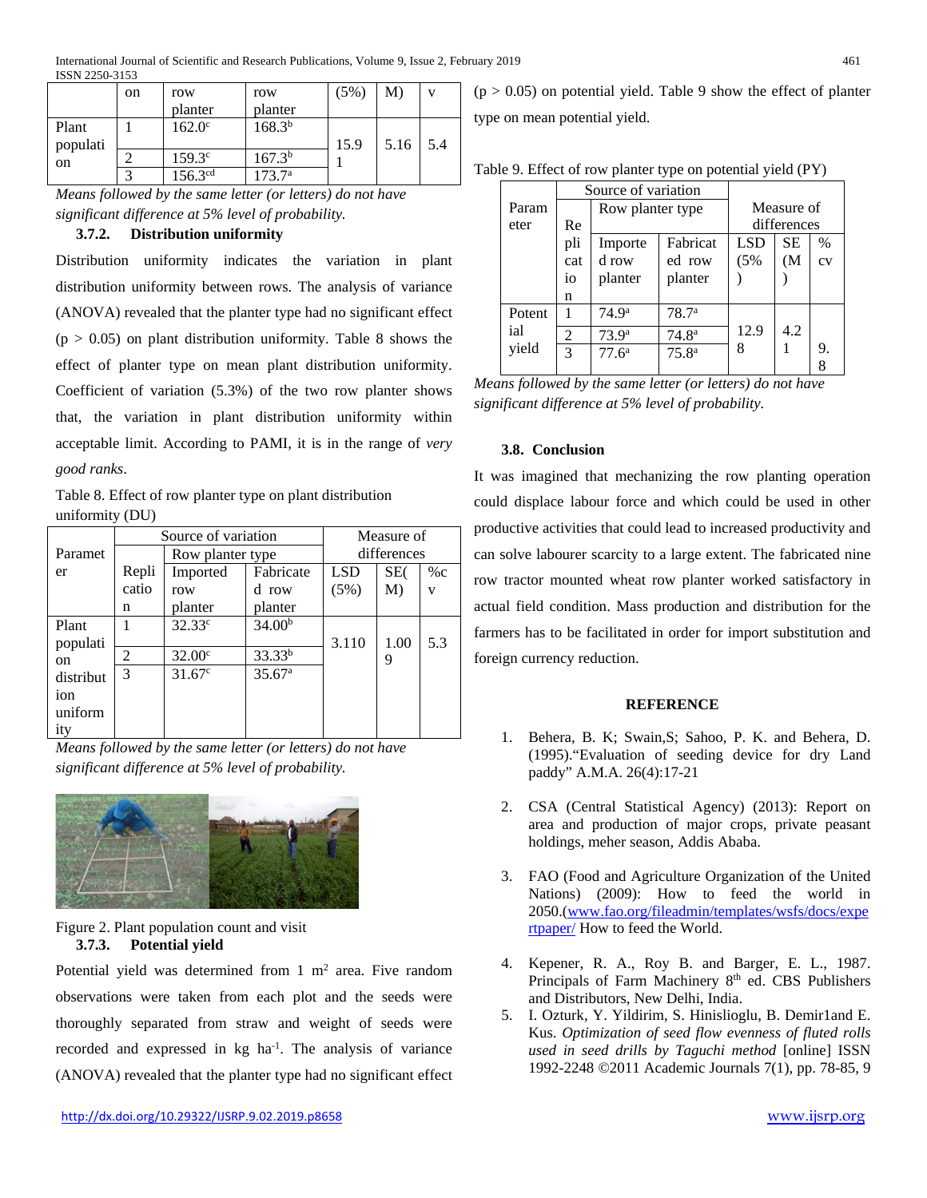| | on | row planter | row planter | (5%) | M) | v |
|---|---|---|---|---|---|---|
| Plant population | 1 | 162.0[c] | 168.3[b] | 15.91 | 5.16 | 5.4 |
| | 2 | 159.3[c] | 167.3[b] | | | |
| | 3 | 156.3[cd] | 173.7[a] | | | |

*Means followed by the same letter (or letters) do not have significant difference at 5% level of probability.*

### 3.7.2. Distribution uniformity

Distribution uniformity indicates the variation in plant distribution uniformity between rows. The analysis of variance (ANOVA) revealed that the planter type had no significant effect ($p > 0.05$) on plant distribution uniformity. Table 8 shows the effect of planter type on mean plant distribution uniformity. Coefficient of variation (5.3%) of the two row planter shows that, the variation in plant distribution uniformity within acceptable limit. According to PAMI, it is in the range of *very good ranks*.

Table 8. Effect of row planter type on plant distribution uniformity (DU)

| Parameter | Source of variation | | | Measure of differences | | |
|---|---|---|---|---|---|---|
| | Replication | Row planter type | | | | |
| | | Imported row planter | Fabricated row planter | LSD (5%) | SE(M) | %cv |
| Plant population distribution uniformity | 1 | 32.33[c] | 34.00[b] | 3.110 | 1.009 | 5.3 |
| | 2 | 32.00[c] | 33.33[b] | | | |
| | 3 | 31.67[c] | 35.67[a] | | | |

*Means followed by the same letter (or letters) do not have significant difference at 5% level of probability.*

Figure 2. Plant population count and visit

### 3.7.3. Potential yield

Potential yield was determined from 1 $m^2$ area. Five random observations were taken from each plot and the seeds were thoroughly separated from straw and weight of seeds were recorded and expressed in kg $ha^{-1}$. The analysis of variance (ANOVA) revealed that the planter type had no significant effect ($p > 0.05$) on potential yield. Table 9 show the effect of planter type on mean potential yield.

Table 9. Effect of row planter type on potential yield (PY)

| Parameter | Source of variation | | | Measure of differences | | |
|---|---|---|---|---|---|---|
| | Replication | Row planter type | | | | |
| | | Imported row planter | Fabricated row planter | LSD (5%) | SE (M) | % cv |
| Potential yield | 1 | 74.9[a] | 78.7[a] | 12.98 | 4.21 | 9.8 |
| | 2 | 73.9[a] | 74.8[a] | | | |
| | 3 | 77.6[a] | 75.8[a] | | | |

*Means followed by the same letter (or letters) do not have significant difference at 5% level of probability.*

### 3.8. Conclusion

It was imagined that mechanizing the row planting operation could displace labour force and which could be used in other productive activities that could lead to increased productivity and can solve labourer scarcity to a large extent. The fabricated nine row tractor mounted wheat row planter worked satisfactory in actual field condition. Mass production and distribution for the farmers has to be facilitated in order for import substitution and foreign currency reduction.

## REFERENCE

1. Behera, B. K; Swain,S; Sahoo, P. K. and Behera, D. (1995)."Evaluation of seeding device for dry Land paddy" A.M.A. 26(4):17-21
2. CSA (Central Statistical Agency) (2013): Report on area and production of major crops, private peasant holdings, meher season, Addis Ababa.
3. FAO (Food and Agriculture Organization of the United Nations) (2009): How to feed the world in 2050.(www.fao.org/fileadmin/templates/wsfs/docs/expertpaper/ How to feed the World.
4. Kepener, R. A., Roy B. and Barger, E. L., 1987. Principals of Farm Machinery 8th ed. CBS Publishers and Distributors, New Delhi, India.
5. I. Ozturk, Y. Yildirim, S. Hinislioglu, B. Demir1and E. Kus. *Optimization of seed flow evenness of fluted rolls used in seed drills by Taguchi method* [online] ISSN 1992-2248 ©2011 Academic Journals 7(1), pp. 78-85, 9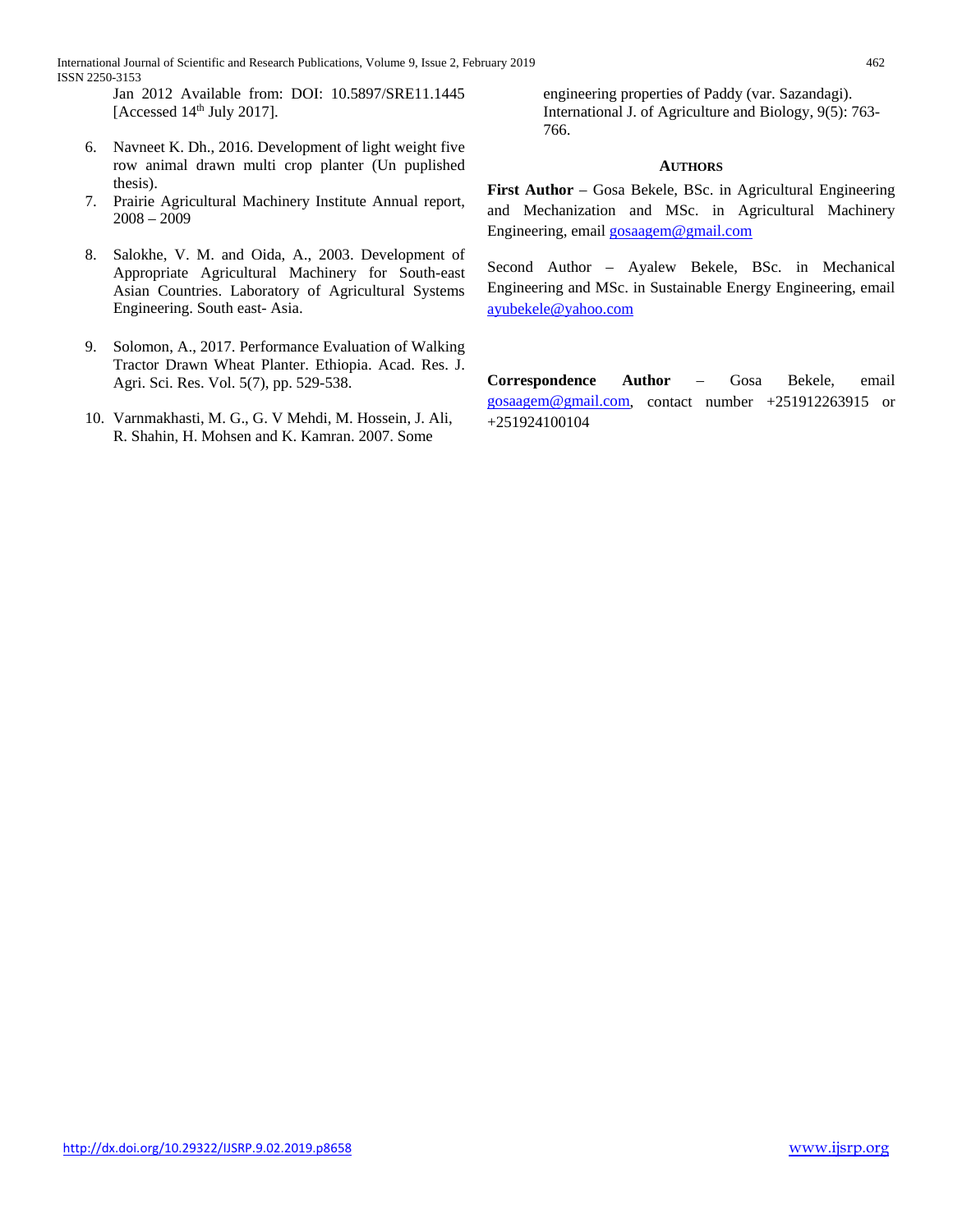Jan 2012 Available from: DOI: 10.5897/SRE11.1445 [Accessed 14th July 2017].

6. Navneet K. Dh., 2016. Development of light weight five row animal drawn multi crop planter (Un puplished thesis).
7. Prairie Agricultural Machinery Institute Annual report, 2008 – 2009
8. Salokhe, V. M. and Oida, A., 2003. Development of Appropriate Agricultural Machinery for South-east Asian Countries. Laboratory of Agricultural Systems Engineering. South east- Asia.
9. Solomon, A., 2017. Performance Evaluation of Walking Tractor Drawn Wheat Planter. Ethiopia. Acad. Res. J. Agri. Sci. Res. Vol. 5(7), pp. 529-538.
10. Varnmakhasti, M. G., G. V Mehdi, M. Hossein, J. Ali, R. Shahin, H. Mohsen and K. Kamran. 2007. Some engineering properties of Paddy (var. Sazandagi). International J. of Agriculture and Biology, 9(5): 763-766.

## Authors

**First Author** – Gosa Bekele, BSc. in Agricultural Engineering and Mechanization and MSc. in Agricultural Machinery Engineering, email gosaagem@gmail.com

Second Author – Ayalew Bekele, BSc. in Mechanical Engineering and MSc. in Sustainable Energy Engineering, email ayubekele@yahoo.com

**Correspondence Author** – Gosa Bekele, email gosaagem@gmail.com, contact number +251912263915 or +251924100104